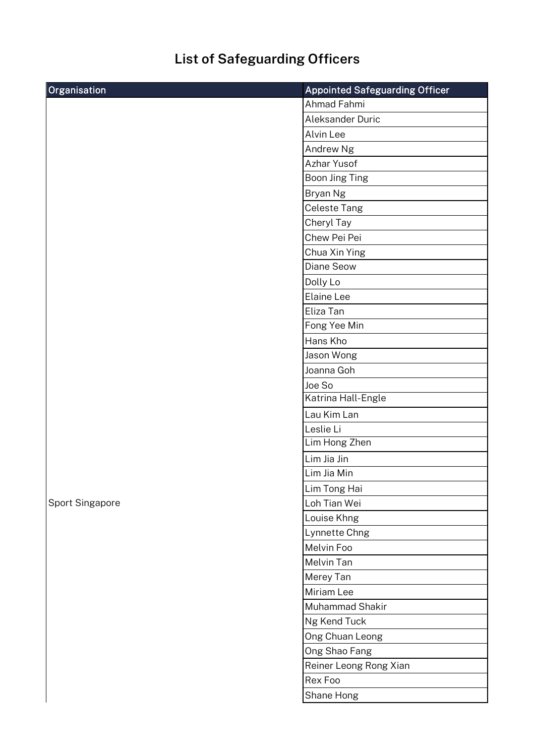# List of Safeguarding Officers

| Organisation | Appointed Safeguarding Officer |
|---|---|
| Sport Singapore | Ahmad Fahmi |
| | Aleksander Duric |
| | Alvin Lee |
| | Andrew Ng |
| | Azhar Yusof |
| | Boon Jing Ting |
| | Bryan Ng |
| | Celeste Tang |
| | Cheryl Tay |
| | Chew Pei Pei |
| | Chua Xin Ying |
| | Diane Seow |
| | Dolly Lo |
| | Elaine Lee |
| | Eliza Tan |
| | Fong Yee Min |
| | Hans Kho |
| | Jason Wong |
| | Joanna Goh |
| | Joe So |
| | Katrina Hall-Engle |
| | Lau Kim Lan |
| | Leslie Li |
| | Lim Hong Zhen |
| | Lim Jia Jin |
| | Lim Jia Min |
| | Lim Tong Hai |
| | Loh Tian Wei |
| | Louise Khng |
| | Lynnette Chng |
| | Melvin Foo |
| | Melvin Tan |
| | Merey Tan |
| | Miriam Lee |
| | Muhammad Shakir |
| | Ng Kend Tuck |
| | Ong Chuan Leong |
| | Ong Shao Fang |
| | Reiner Leong Rong Xian |
| | Rex Foo |
| | Shane Hong |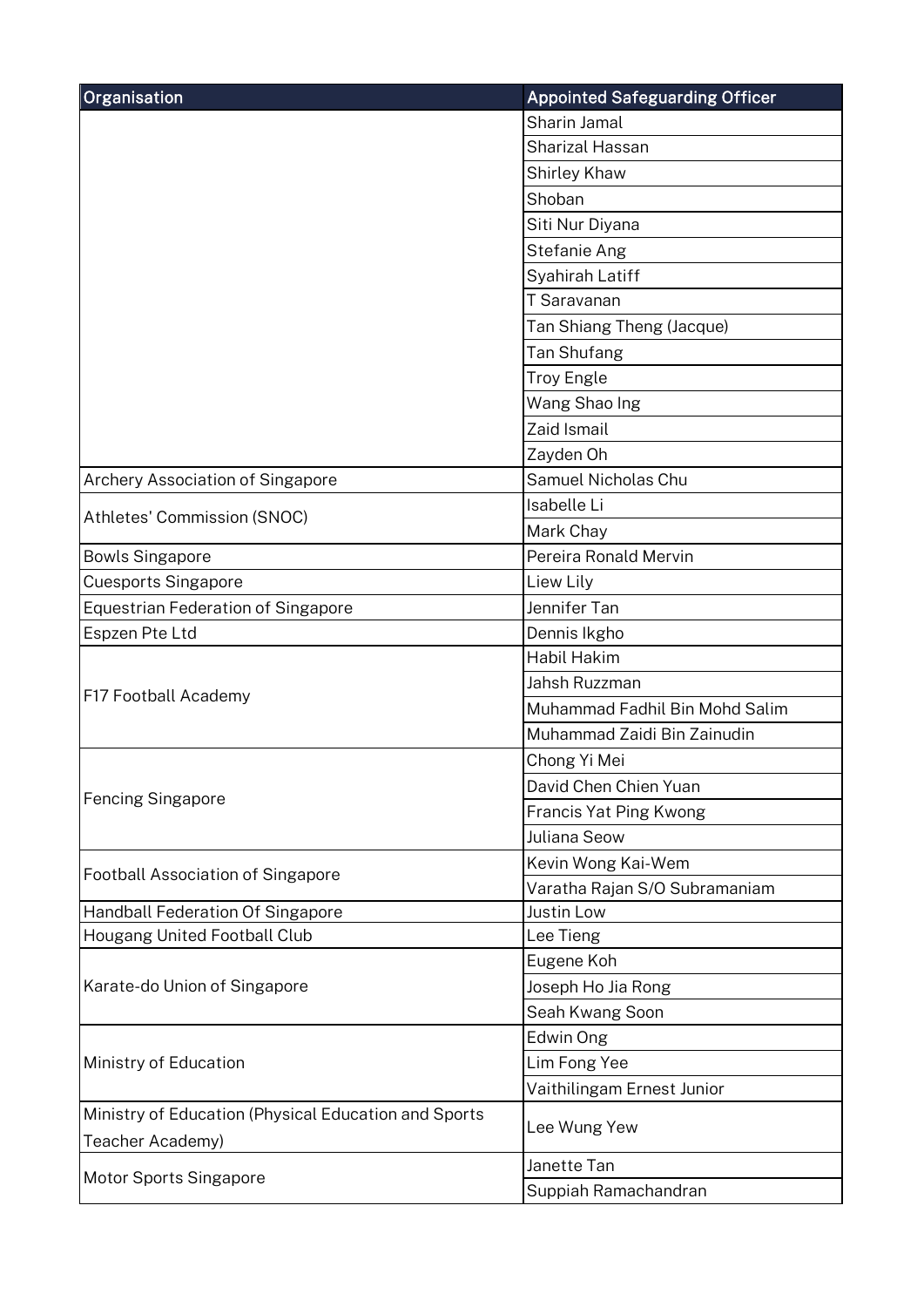| Organisation | Appointed Safeguarding Officer |
| --- | --- |
| | Sharin Jamal |
| | Sharizal Hassan |
| | Shirley Khaw |
| | Shoban |
| | Siti Nur Diyana |
| | Stefanie Ang |
| | Syahirah Latiff |
| | T Saravanan |
| | Tan Shiang Theng (Jacque) |
| | Tan Shufang |
| | Troy Engle |
| | Wang Shao Ing |
| | Zaid Ismail |
| | Zayden Oh |
| Archery Association of Singapore | Samuel Nicholas Chu |
| Athletes' Commission (SNOC) | Isabelle Li |
| | Mark Chay |
| Bowls Singapore | Pereira Ronald Mervin |
| Cuesports Singapore | Liew Lily |
| Equestrian Federation of Singapore | Jennifer Tan |
| Espzen Pte Ltd | Dennis Ikgho |
| F17 Football Academy | Habil Hakim |
| | Jahsh Ruzzman |
| | Muhammad Fadhil Bin Mohd Salim |
| | Muhammad Zaidi Bin Zainudin |
| Fencing Singapore | Chong Yi Mei |
| | David Chen Chien Yuan |
| | Francis Yat Ping Kwong |
| | Juliana Seow |
| Football Association of Singapore | Kevin Wong Kai-Wem |
| | Varatha Rajan S/O Subramaniam |
| Handball Federation Of Singapore | Justin Low |
| Hougang United Football Club | Lee Tieng |
| Karate-do Union of Singapore | Eugene Koh |
| | Joseph Ho Jia Rong |
| | Seah Kwang Soon |
| Ministry of Education | Edwin Ong |
| | Lim Fong Yee |
| | Vaithilingam Ernest Junior |
| Ministry of Education (Physical Education and Sports Teacher Academy) | Lee Wung Yew |
| Motor Sports Singapore | Janette Tan |
| | Suppiah Ramachandran |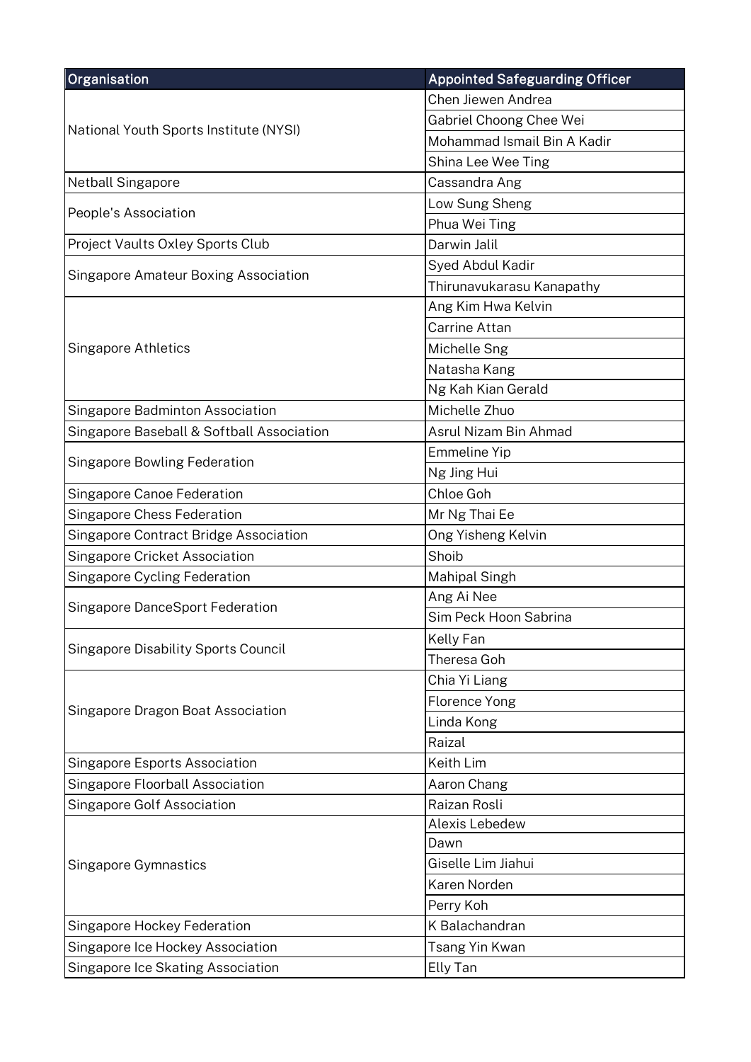| Organisation | Appointed Safeguarding Officer |
|---|---|
| National Youth Sports Institute (NYSI) | Chen Jiewen Andrea |
| | Gabriel Choong Chee Wei |
| | Mohammad Ismail Bin A Kadir |
| | Shina Lee Wee Ting |
| Netball Singapore | Cassandra Ang |
| People's Association | Low Sung Sheng |
| | Phua Wei Ting |
| Project Vaults Oxley Sports Club | Darwin Jalil |
| Singapore Amateur Boxing Association | Syed Abdul Kadir |
| | Thirunavukarasu Kanapathy |
| Singapore Athletics | Ang Kim Hwa Kelvin |
| | Carrine Attan |
| | Michelle Sng |
| | Natasha Kang |
| | Ng Kah Kian Gerald |
| Singapore Badminton Association | Michelle Zhuo |
| Singapore Baseball & Softball Association | Asrul Nizam Bin Ahmad |
| Singapore Bowling Federation | Emmeline Yip |
| | Ng Jing Hui |
| Singapore Canoe Federation | Chloe Goh |
| Singapore Chess Federation | Mr Ng Thai Ee |
| Singapore Contract Bridge Association | Ong Yisheng Kelvin |
| Singapore Cricket Association | Shoib |
| Singapore Cycling Federation | Mahipal Singh |
| Singapore DanceSport Federation | Ang Ai Nee |
| | Sim Peck Hoon Sabrina |
| Singapore Disability Sports Council | Kelly Fan |
| | Theresa Goh |
| Singapore Dragon Boat Association | Chia Yi Liang |
| | Florence Yong |
| | Linda Kong |
| | Raizal |
| Singapore Esports Association | Keith Lim |
| Singapore Floorball Association | Aaron Chang |
| Singapore Golf Association | Raizan Rosli |
| Singapore Gymnastics | Alexis Lebedew |
| | Dawn |
| | Giselle Lim Jiahui |
| | Karen Norden |
| | Perry Koh |
| Singapore Hockey Federation | K Balachandran |
| Singapore Ice Hockey Association | Tsang Yin Kwan |
| Singapore Ice Skating Association | Elly Tan |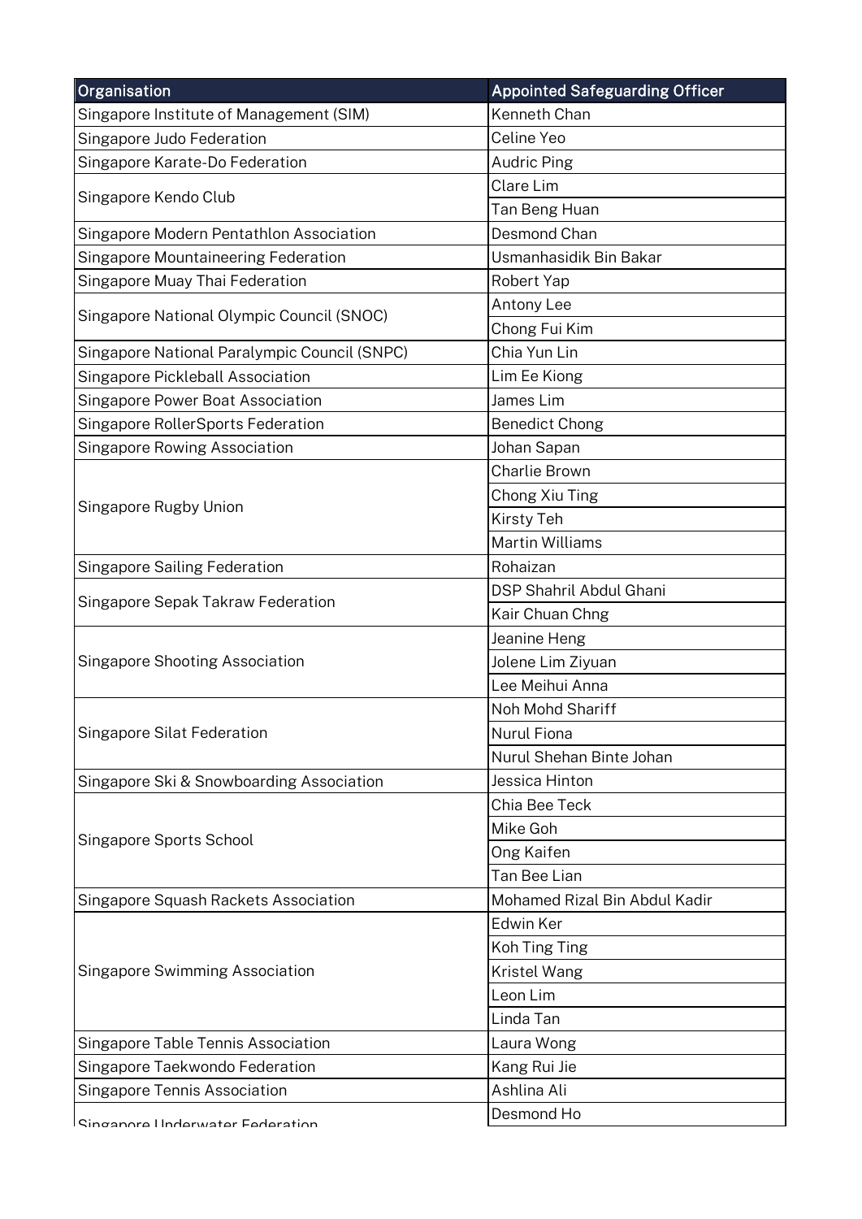| Organisation | Appointed Safeguarding Officer |
| --- | --- |
| Singapore Institute of Management (SIM) | Kenneth Chan |
| Singapore Judo Federation | Celine Yeo |
| Singapore Karate-Do Federation | Audric Ping |
| Singapore Kendo Club | Clare Lim |
| | Tan Beng Huan |
| Singapore Modern Pentathlon Association | Desmond Chan |
| Singapore Mountaineering Federation | Usmanhasidik Bin Bakar |
| Singapore Muay Thai Federation | Robert Yap |
| Singapore National Olympic Council (SNOC) | Antony Lee |
| | Chong Fui Kim |
| Singapore National Paralympic Council (SNPC) | Chia Yun Lin |
| Singapore Pickleball Association | Lim Ee Kiong |
| Singapore Power Boat Association | James Lim |
| Singapore RollerSports Federation | Benedict Chong |
| Singapore Rowing Association | Johan Sapan |
| Singapore Rugby Union | Charlie Brown |
| | Chong Xiu Ting |
| | Kirsty Teh |
| | Martin Williams |
| Singapore Sailing Federation | Rohaizan |
| Singapore Sepak Takraw Federation | DSP Shahril Abdul Ghani |
| | Kair Chuan Chng |
| Singapore Shooting Association | Jeanine Heng |
| | Jolene Lim Ziyuan |
| | Lee Meihui Anna |
| Singapore Silat Federation | Noh Mohd Shariff |
| | Nurul Fiona |
| | Nurul Shehan Binte Johan |
| Singapore Ski & Snowboarding Association | Jessica Hinton |
| Singapore Sports School | Chia Bee Teck |
| | Mike Goh |
| | Ong Kaifen |
| | Tan Bee Lian |
| Singapore Squash Rackets Association | Mohamed Rizal Bin Abdul Kadir |
| Singapore Swimming Association | Edwin Ker |
| | Koh Ting Ting |
| | Kristel Wang |
| | Leon Lim |
| | Linda Tan |
| Singapore Table Tennis Association | Laura Wong |
| Singapore Taekwondo Federation | Kang Rui Jie |
| Singapore Tennis Association | Ashlina Ali |
| Singapore Underwater Federation | Desmond Ho |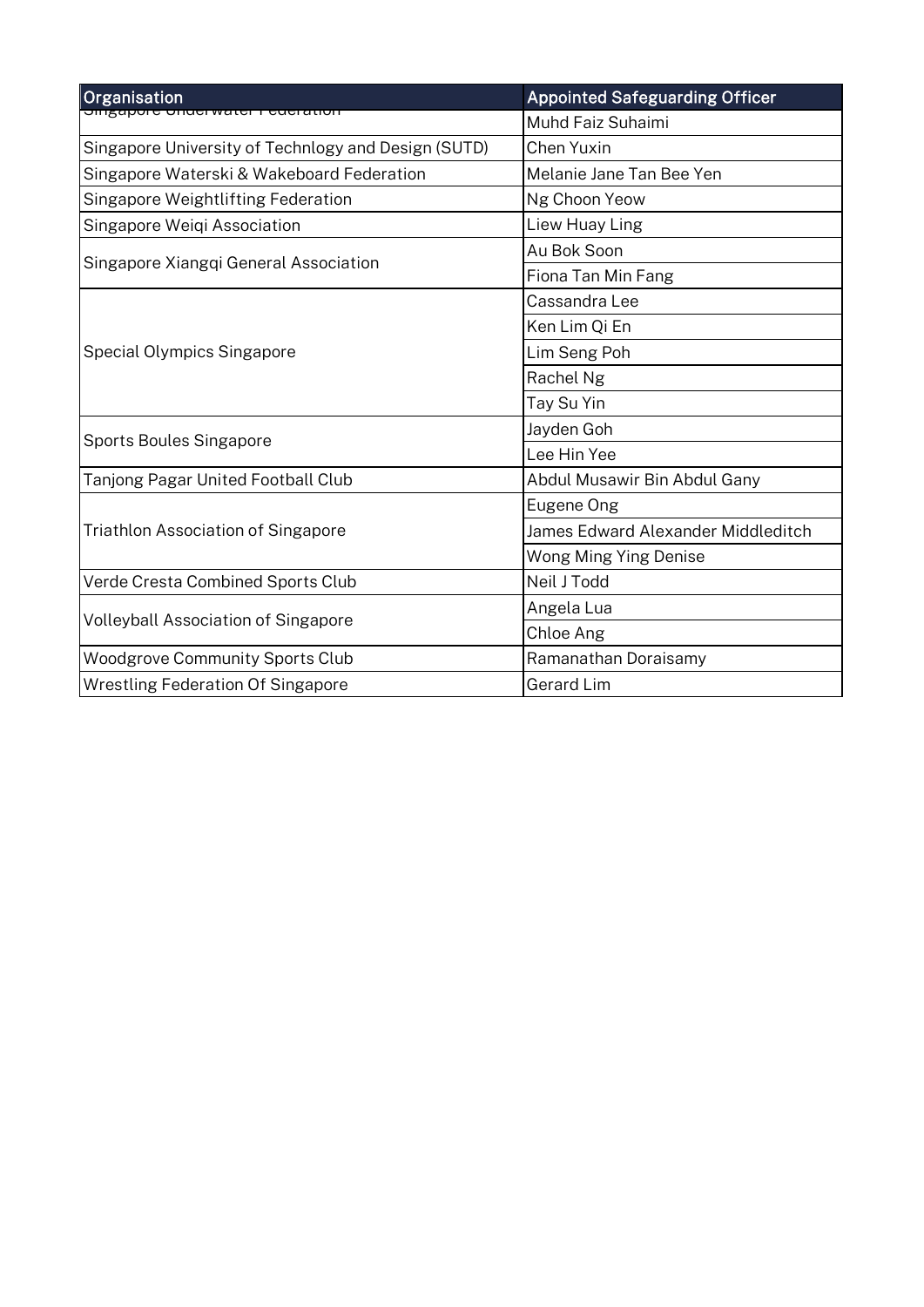| Organisation | Appointed Safeguarding Officer |
|---|---|
| Singapore Underwater Federation | Muhd Faiz Suhaimi |
| Singapore University of Technlogy and Design (SUTD) | Chen Yuxin |
| Singapore Waterski & Wakeboard Federation | Melanie Jane Tan Bee Yen |
| Singapore Weightlifting Federation | Ng Choon Yeow |
| Singapore Weiqi Association | Liew Huay Ling |
| Singapore Xiangqi General Association | Au Bok Soon |
| | Fiona Tan Min Fang |
| Special Olympics Singapore | Cassandra Lee |
| | Ken Lim Qi En |
| | Lim Seng Poh |
| | Rachel Ng |
| | Tay Su Yin |
| Sports Boules Singapore | Jayden Goh |
| | Lee Hin Yee |
| Tanjong Pagar United Football Club | Abdul Musawir Bin Abdul Gany |
| Triathlon Association of Singapore | Eugene Ong |
| | James Edward Alexander Middleditch |
| | Wong Ming Ying Denise |
| Verde Cresta Combined Sports Club | Neil J Todd |
| Volleyball Association of Singapore | Angela Lua |
| | Chloe Ang |
| Woodgrove Community Sports Club | Ramanathan Doraisamy |
| Wrestling Federation Of Singapore | Gerard Lim |